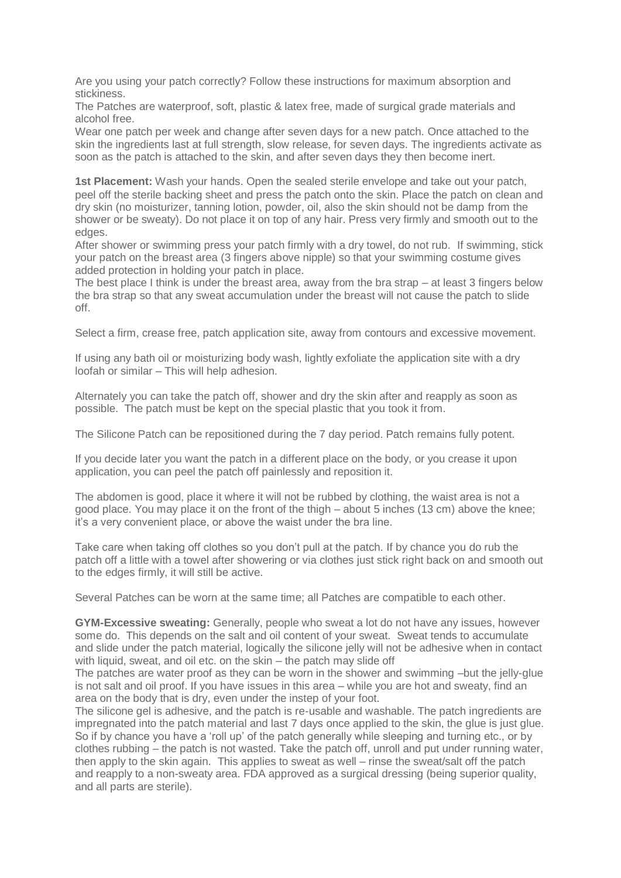Are you using your patch correctly? Follow these instructions for maximum absorption and stickiness.
The Patches are waterproof, soft, plastic & latex free, made of surgical grade materials and alcohol free.
Wear one patch per week and change after seven days for a new patch. Once attached to the skin the ingredients last at full strength, slow release, for seven days. The ingredients activate as soon as the patch is attached to the skin, and after seven days they then become inert.

**1st Placement:** Wash your hands. Open the sealed sterile envelope and take out your patch, peel off the sterile backing sheet and press the patch onto the skin. Place the patch on clean and dry skin (no moisturizer, tanning lotion, powder, oil, also the skin should not be damp from the shower or be sweaty). Do not place it on top of any hair. Press very firmly and smooth out to the edges.
After shower or swimming press your patch firmly with a dry towel, do not rub. If swimming, stick your patch on the breast area (3 fingers above nipple) so that your swimming costume gives added protection in holding your patch in place.
The best place I think is under the breast area, away from the bra strap – at least 3 fingers below the bra strap so that any sweat accumulation under the breast will not cause the patch to slide off.

Select a firm, crease free, patch application site, away from contours and excessive movement.

If using any bath oil or moisturizing body wash, lightly exfoliate the application site with a dry loofah or similar – This will help adhesion.

Alternately you can take the patch off, shower and dry the skin after and reapply as soon as possible. The patch must be kept on the special plastic that you took it from.

The Silicone Patch can be repositioned during the 7 day period. Patch remains fully potent.

If you decide later you want the patch in a different place on the body, or you crease it upon application, you can peel the patch off painlessly and reposition it.

The abdomen is good, place it where it will not be rubbed by clothing, the waist area is not a good place. You may place it on the front of the thigh – about 5 inches (13 cm) above the knee; it's a very convenient place, or above the waist under the bra line.

Take care when taking off clothes so you don't pull at the patch. If by chance you do rub the patch off a little with a towel after showering or via clothes just stick right back on and smooth out to the edges firmly, it will still be active.

Several Patches can be worn at the same time; all Patches are compatible to each other.

**GYM-Excessive sweating:** Generally, people who sweat a lot do not have any issues, however some do. This depends on the salt and oil content of your sweat. Sweat tends to accumulate and slide under the patch material, logically the silicone jelly will not be adhesive when in contact with liquid, sweat, and oil etc. on the skin – the patch may slide off
The patches are water proof as they can be worn in the shower and swimming –but the jelly-glue is not salt and oil proof. If you have issues in this area – while you are hot and sweaty, find an area on the body that is dry, even under the instep of your foot.
The silicone gel is adhesive, and the patch is re-usable and washable. The patch ingredients are impregnated into the patch material and last 7 days once applied to the skin, the glue is just glue. So if by chance you have a 'roll up' of the patch generally while sleeping and turning etc., or by clothes rubbing – the patch is not wasted. Take the patch off, unroll and put under running water, then apply to the skin again. This applies to sweat as well – rinse the sweat/salt off the patch and reapply to a non-sweaty area. FDA approved as a surgical dressing (being superior quality, and all parts are sterile).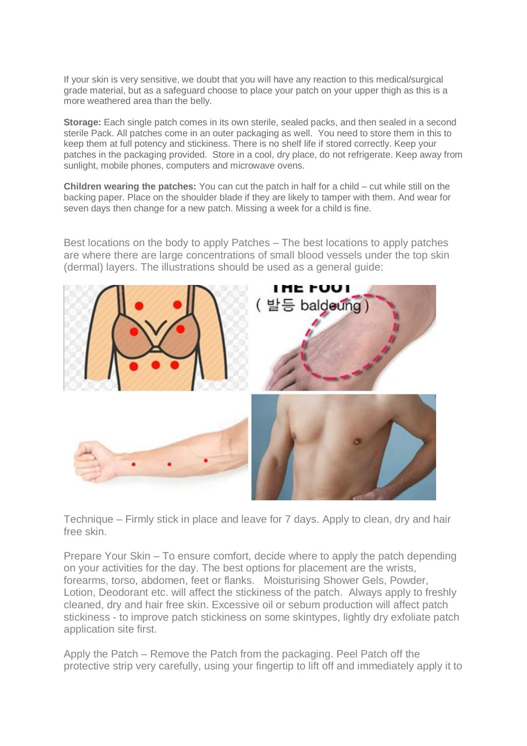If your skin is very sensitive, we doubt that you will have any reaction to this medical/surgical grade material, but as a safeguard choose to place your patch on your upper thigh as this is a more weathered area than the belly.

**Storage:** Each single patch comes in its own sterile, sealed packs, and then sealed in a second sterile Pack. All patches come in an outer packaging as well. You need to store them in this to keep them at full potency and stickiness. There is no shelf life if stored correctly. Keep your patches in the packaging provided. Store in a cool, dry place, do not refrigerate. Keep away from sunlight, mobile phones, computers and microwave ovens.

**Children wearing the patches:** You can cut the patch in half for a child – cut while still on the backing paper. Place on the shoulder blade if they are likely to tamper with them. And wear for seven days then change for a new patch. Missing a week for a child is fine.

Best locations on the body to apply Patches – The best locations to apply patches are where there are large concentrations of small blood vessels under the top skin (dermal) layers. The illustrations should be used as a general guide:

Technique – Firmly stick in place and leave for 7 days. Apply to clean, dry and hair free skin.

Prepare Your Skin – To ensure comfort, decide where to apply the patch depending on your activities for the day. The best options for placement are the wrists, forearms, torso, abdomen, feet or flanks. Moisturising Shower Gels, Powder, Lotion, Deodorant etc. will affect the stickiness of the patch. Always apply to freshly cleaned, dry and hair free skin. Excessive oil or sebum production will affect patch stickiness - to improve patch stickiness on some skintypes, lightly dry exfoliate patch application site first.

Apply the Patch – Remove the Patch from the packaging. Peel Patch off the protective strip very carefully, using your fingertip to lift off and immediately apply it to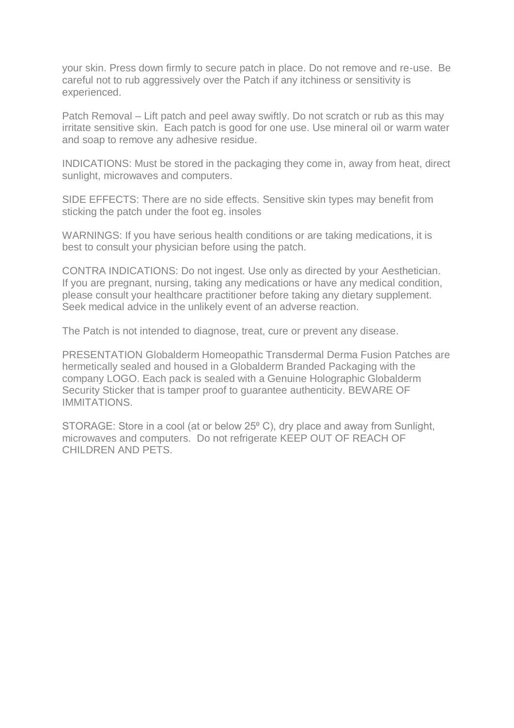your skin. Press down firmly to secure patch in place. Do not remove and re-use. Be careful not to rub aggressively over the Patch if any itchiness or sensitivity is experienced.

Patch Removal – Lift patch and peel away swiftly. Do not scratch or rub as this may irritate sensitive skin. Each patch is good for one use. Use mineral oil or warm water and soap to remove any adhesive residue.

INDICATIONS: Must be stored in the packaging they come in, away from heat, direct sunlight, microwaves and computers.

SIDE EFFECTS: There are no side effects. Sensitive skin types may benefit from sticking the patch under the foot eg. insoles

WARNINGS: If you have serious health conditions or are taking medications, it is best to consult your physician before using the patch.

CONTRA INDICATIONS: Do not ingest. Use only as directed by your Aesthetician. If you are pregnant, nursing, taking any medications or have any medical condition, please consult your healthcare practitioner before taking any dietary supplement. Seek medical advice in the unlikely event of an adverse reaction.

The Patch is not intended to diagnose, treat, cure or prevent any disease.

PRESENTATION Globalderm Homeopathic Transdermal Derma Fusion Patches are hermetically sealed and housed in a Globalderm Branded Packaging with the company LOGO. Each pack is sealed with a Genuine Holographic Globalderm Security Sticker that is tamper proof to guarantee authenticity. BEWARE OF IMMITATIONS.

STORAGE: Store in a cool (at or below 25º C), dry place and away from Sunlight, microwaves and computers. Do not refrigerate KEEP OUT OF REACH OF CHILDREN AND PETS.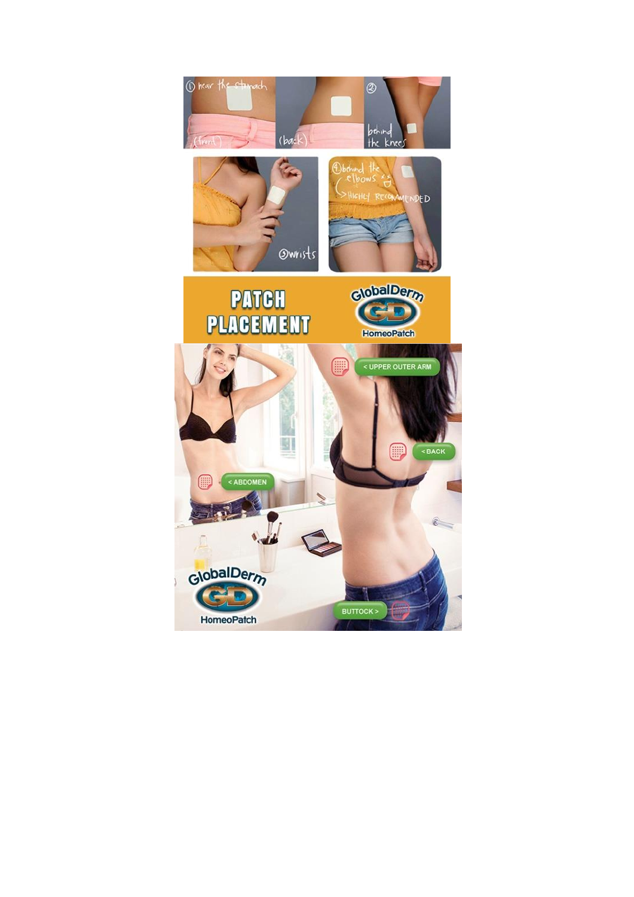① near the stomach (front) (back)

② behind the knees

③ wrists

④ behind the elbows — HIGHLY RECOMMENDED

# PATCH PLACEMENT

GlobalDerm GD HomeoPatch

< UPPER OUTER ARM

< BACK

< ABDOMEN

BUTTOCK >

GlobalDerm GD HomeoPatch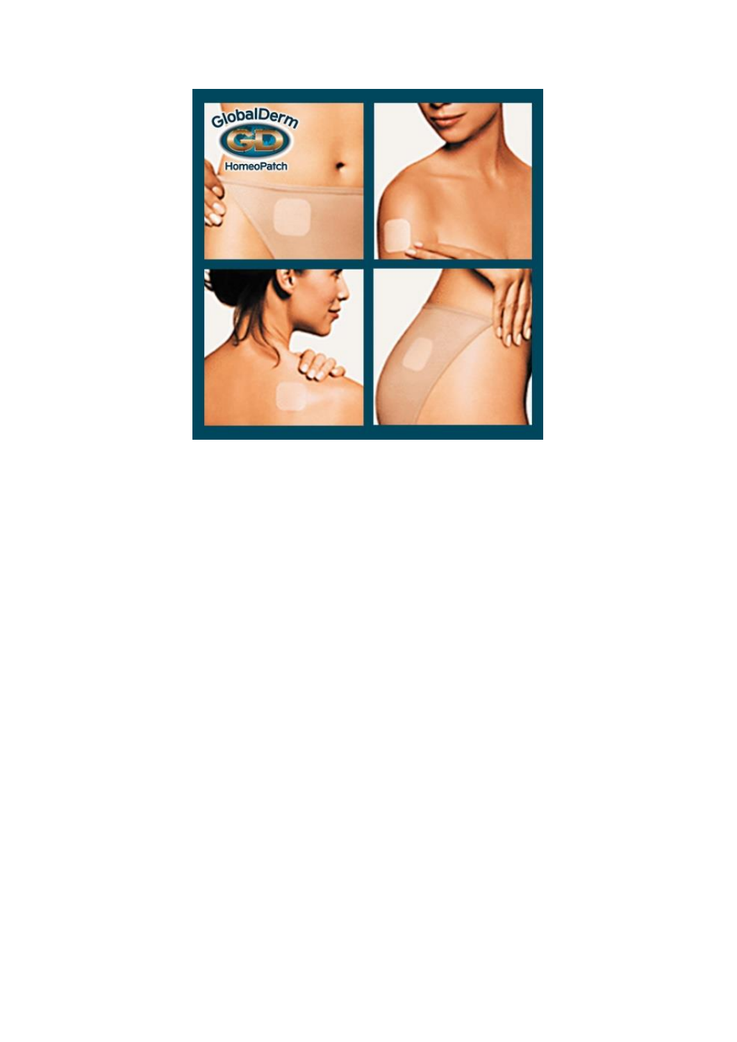GlobalDerm

GD

HomeoPatch